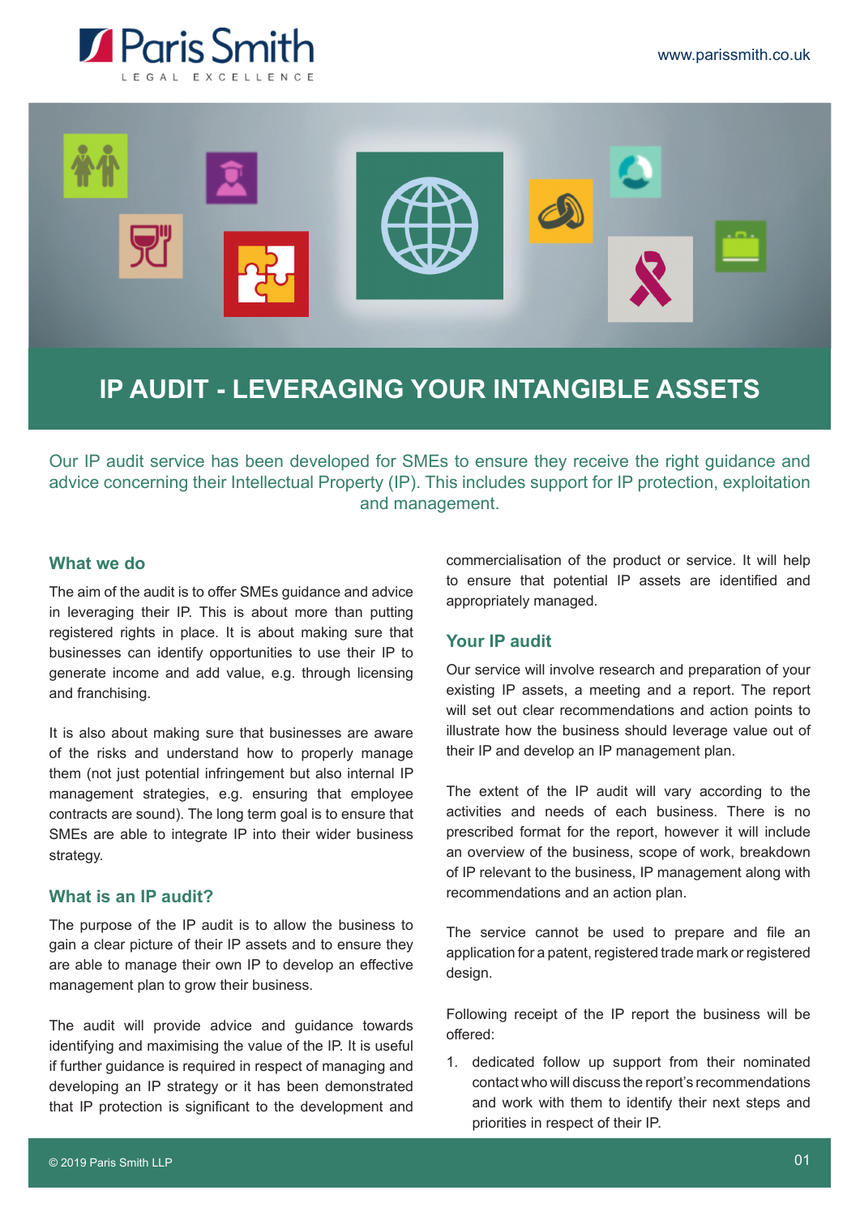# IP AUDIT - LEVERAGING YOUR INTANGIBLE ASSETS

Our IP audit service has been developed for SMEs to ensure they receive the right guidance and advice concerning their Intellectual Property (IP). This includes support for IP protection, exploitation and management.

## What we do

The aim of the audit is to offer SMEs guidance and advice in leveraging their IP. This is about more than putting registered rights in place. It is about making sure that businesses can identify opportunities to use their IP to generate income and add value, e.g. through licensing and franchising.

It is also about making sure that businesses are aware of the risks and understand how to properly manage them (not just potential infringement but also internal IP management strategies, e.g. ensuring that employee contracts are sound). The long term goal is to ensure that SMEs are able to integrate IP into their wider business strategy.

## What is an IP audit?

The purpose of the IP audit is to allow the business to gain a clear picture of their IP assets and to ensure they are able to manage their own IP to develop an effective management plan to grow their business.

The audit will provide advice and guidance towards identifying and maximising the value of the IP. It is useful if further guidance is required in respect of managing and developing an IP strategy or it has been demonstrated that IP protection is significant to the development and commercialisation of the product or service. It will help to ensure that potential IP assets are identified and appropriately managed.

## Your IP audit

Our service will involve research and preparation of your existing IP assets, a meeting and a report. The report will set out clear recommendations and action points to illustrate how the business should leverage value out of their IP and develop an IP management plan.

The extent of the IP audit will vary according to the activities and needs of each business. There is no prescribed format for the report, however it will include an overview of the business, scope of work, breakdown of IP relevant to the business, IP management along with recommendations and an action plan.

The service cannot be used to prepare and file an application for a patent, registered trade mark or registered design.

Following receipt of the IP report the business will be offered:

1. dedicated follow up support from their nominated contact who will discuss the report's recommendations and work with them to identify their next steps and priorities in respect of their IP.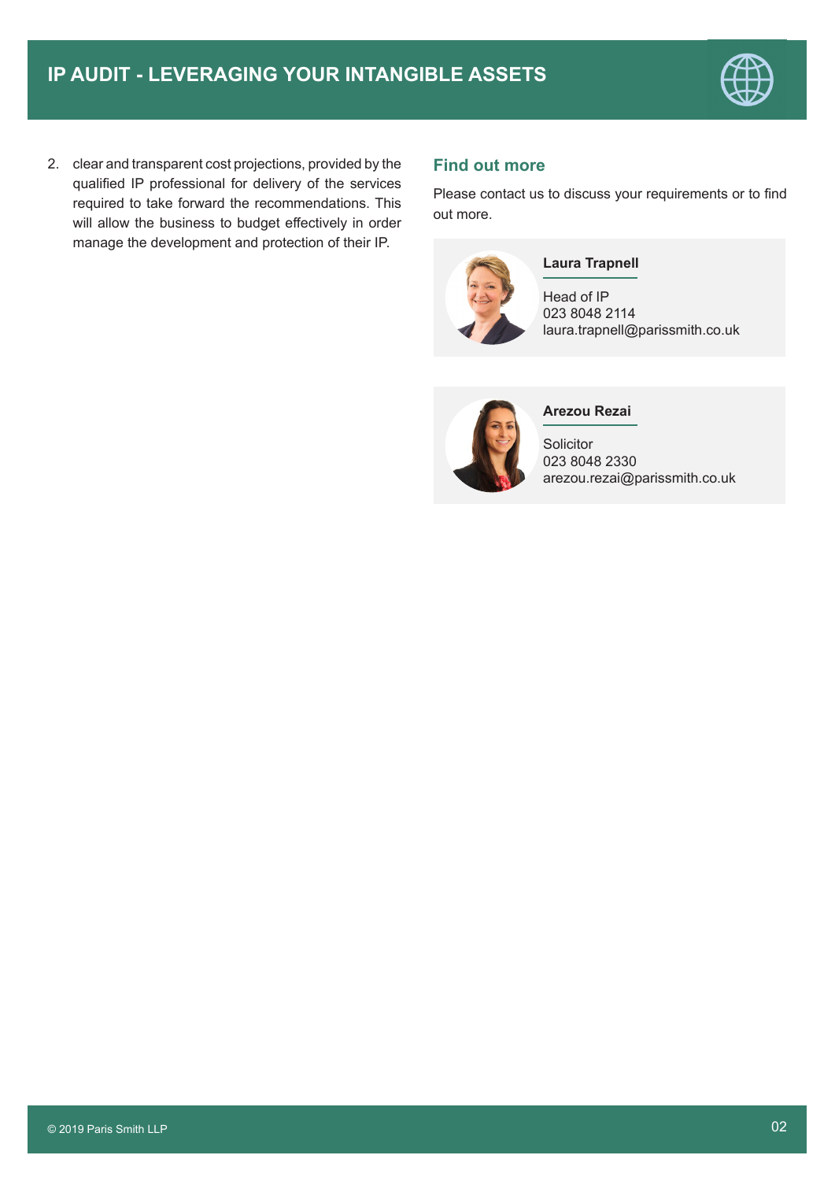2. clear and transparent cost projections, provided by the qualified IP professional for delivery of the services required to take forward the recommendations. This will allow the business to budget effectively in order manage the development and protection of their IP.

## Find out more

Please contact us to discuss your requirements or to find out more.

**Laura Trapnell**

Head of IP
023 8048 2114
laura.trapnell@parissmith.co.uk

**Arezou Rezai**

Solicitor
023 8048 2330
arezou.rezai@parissmith.co.uk

© 2019 Paris Smith LLP